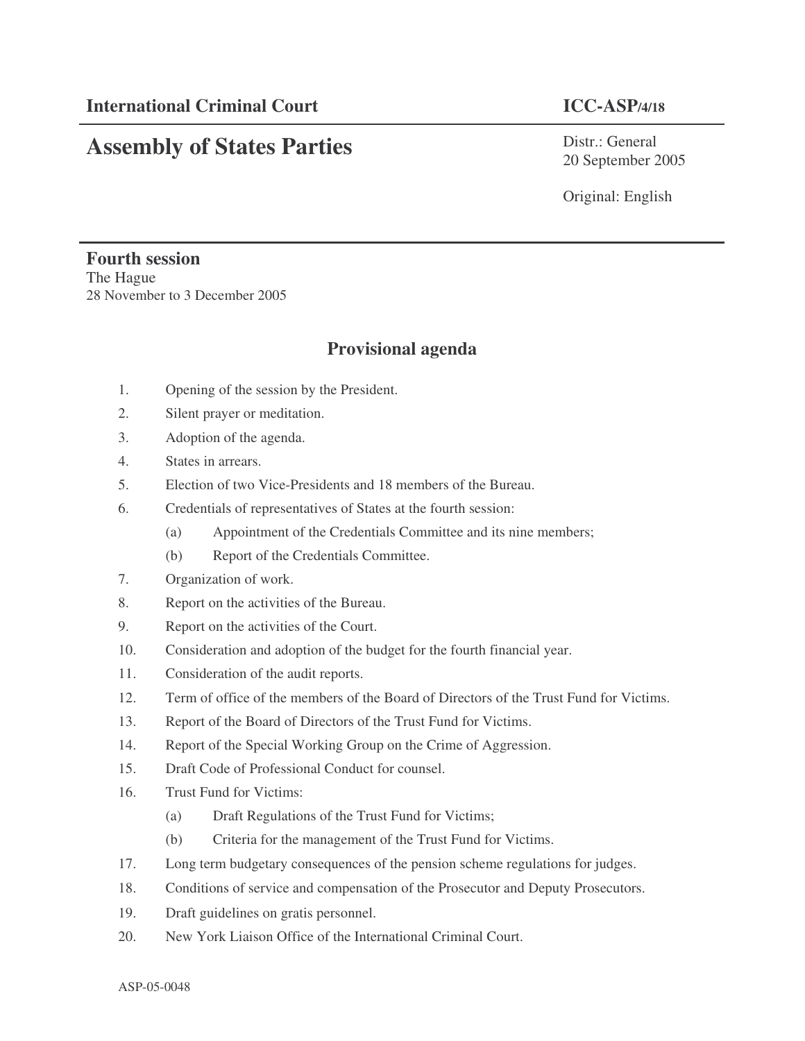**International Criminal Court** **ICC-ASP/4/18**

# Assembly of States Parties

Distr.: General
20 September 2005

Original: English

**Fourth session**
The Hague
28 November to 3 December 2005

## Provisional agenda

1. Opening of the session by the President.
2. Silent prayer or meditation.
3. Adoption of the agenda.
4. States in arrears.
5. Election of two Vice-Presidents and 18 members of the Bureau.
6. Credentials of representatives of States at the fourth session:
   - (a) Appointment of the Credentials Committee and its nine members;
   - (b) Report of the Credentials Committee.
7. Organization of work.
8. Report on the activities of the Bureau.
9. Report on the activities of the Court.
10. Consideration and adoption of the budget for the fourth financial year.
11. Consideration of the audit reports.
12. Term of office of the members of the Board of Directors of the Trust Fund for Victims.
13. Report of the Board of Directors of the Trust Fund for Victims.
14. Report of the Special Working Group on the Crime of Aggression.
15. Draft Code of Professional Conduct for counsel.
16. Trust Fund for Victims:
   - (a) Draft Regulations of the Trust Fund for Victims;
   - (b) Criteria for the management of the Trust Fund for Victims.
17. Long term budgetary consequences of the pension scheme regulations for judges.
18. Conditions of service and compensation of the Prosecutor and Deputy Prosecutors.
19. Draft guidelines on gratis personnel.
20. New York Liaison Office of the International Criminal Court.

ASP-05-0048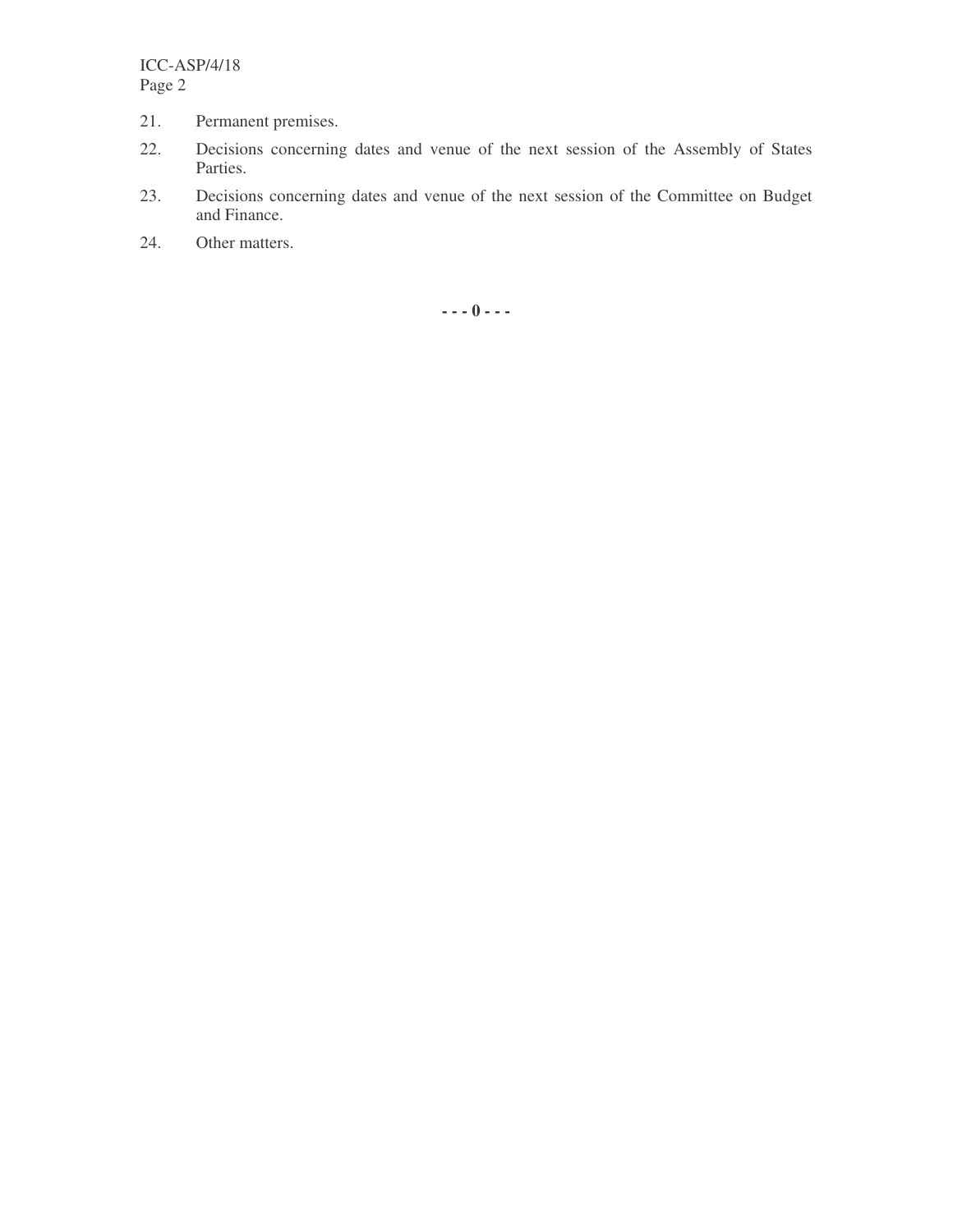21. Permanent premises.

22. Decisions concerning dates and venue of the next session of the Assembly of States Parties.

23. Decisions concerning dates and venue of the next session of the Committee on Budget and Finance.

24. Other matters.

**- - - 0 - - -**